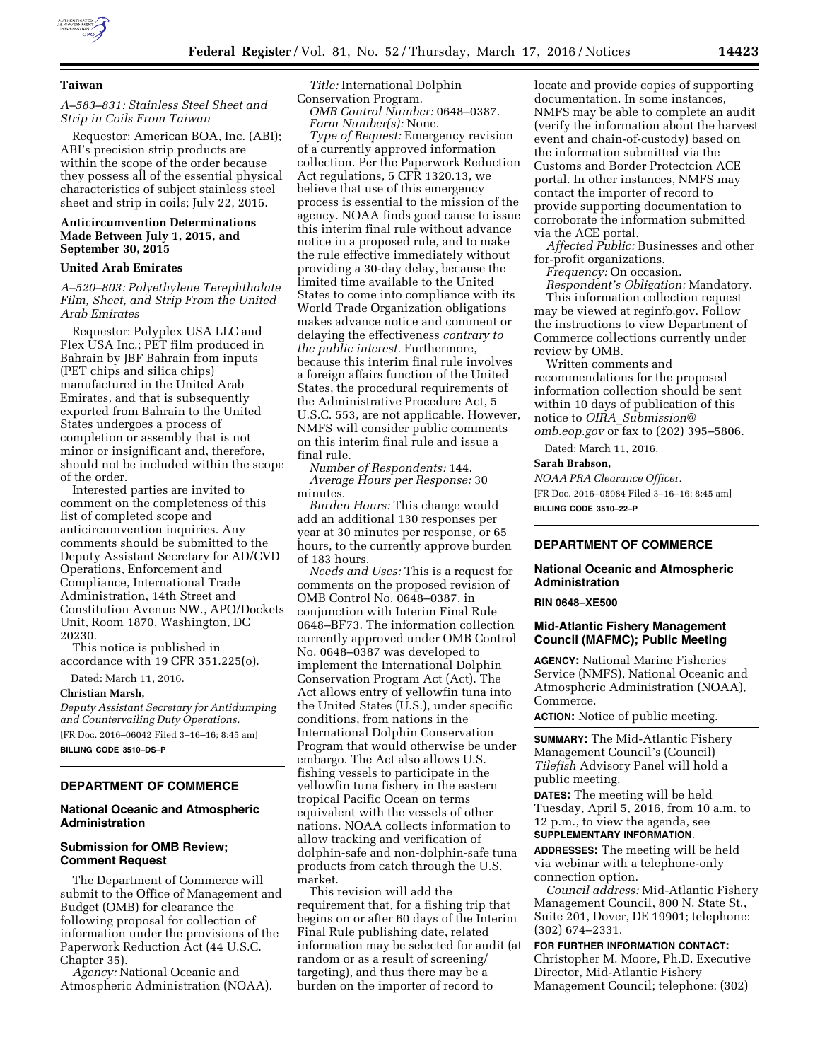## Taiwan

*A–583–831: Stainless Steel Sheet and Strip in Coils From Taiwan*

Requestor: American BOA, Inc. (ABI); ABI's precision strip products are within the scope of the order because they possess all of the essential physical characteristics of subject stainless steel sheet and strip in coils; July 22, 2015.

## Anticircumvention Determinations Made Between July 1, 2015, and September 30, 2015

### United Arab Emirates

*A–520–803: Polyethylene Terephthalate Film, Sheet, and Strip From the United Arab Emirates*

Requestor: Polyplex USA LLC and Flex USA Inc.; PET film produced in Bahrain by JBF Bahrain from inputs (PET chips and silica chips) manufactured in the United Arab Emirates, and that is subsequently exported from Bahrain to the United States undergoes a process of completion or assembly that is not minor or insignificant and, therefore, should not be included within the scope of the order.

Interested parties are invited to comment on the completeness of this list of completed scope and anticircumvention inquiries. Any comments should be submitted to the Deputy Assistant Secretary for AD/CVD Operations, Enforcement and Compliance, International Trade Administration, 14th Street and Constitution Avenue NW., APO/Dockets Unit, Room 1870, Washington, DC 20230.

This notice is published in accordance with 19 CFR 351.225(o).

Dated: March 11, 2016.

**Christian Marsh,**

*Deputy Assistant Secretary for Antidumping and Countervailing Duty Operations.*

[FR Doc. 2016–06042 Filed 3–16–16; 8:45 am]

**BILLING CODE 3510–DS–P**

---

## DEPARTMENT OF COMMERCE

### National Oceanic and Atmospheric Administration

### Submission for OMB Review; Comment Request

The Department of Commerce will submit to the Office of Management and Budget (OMB) for clearance the following proposal for collection of information under the provisions of the Paperwork Reduction Act (44 U.S.C. Chapter 35).

*Agency:* National Oceanic and Atmospheric Administration (NOAA).

*Title:* International Dolphin Conservation Program.

*OMB Control Number:* 0648–0387.

*Form Number(s):* None.

*Type of Request:* Emergency revision of a currently approved information collection. Per the Paperwork Reduction Act regulations, 5 CFR 1320.13, we believe that use of this emergency process is essential to the mission of the agency. NOAA finds good cause to issue this interim final rule without advance notice in a proposed rule, and to make the rule effective immediately without providing a 30-day delay, because the limited time available to the United States to come into compliance with its World Trade Organization obligations makes advance notice and comment or delaying the effectiveness *contrary to the public interest.* Furthermore, because this interim final rule involves a foreign affairs function of the United States, the procedural requirements of the Administrative Procedure Act, 5 U.S.C. 553, are not applicable. However, NMFS will consider public comments on this interim final rule and issue a final rule.

*Number of Respondents:* 144.

*Average Hours per Response:* 30 minutes.

*Burden Hours:* This change would add an additional 130 responses per year at 30 minutes per response, or 65 hours, to the currently approve burden of 183 hours.

*Needs and Uses:* This is a request for comments on the proposed revision of OMB Control No. 0648–0387, in conjunction with Interim Final Rule 0648–BF73. The information collection currently approved under OMB Control No. 0648–0387 was developed to implement the International Dolphin Conservation Program Act (Act). The Act allows entry of yellowfin tuna into the United States (U.S.), under specific conditions, from nations in the International Dolphin Conservation Program that would otherwise be under embargo. The Act also allows U.S. fishing vessels to participate in the yellowfin tuna fishery in the eastern tropical Pacific Ocean on terms equivalent with the vessels of other nations. NOAA collects information to allow tracking and verification of dolphin-safe and non-dolphin-safe tuna products from catch through the U.S. market.

This revision will add the requirement that, for a fishing trip that begins on or after 60 days of the Interim Final Rule publishing date, related information may be selected for audit (at random or as a result of screening/targeting), and thus there may be a burden on the importer of record to locate and provide copies of supporting documentation. In some instances, NMFS may be able to complete an audit (verify the information about the harvest event and chain-of-custody) based on the information submitted via the Customs and Border Protectcion ACE portal. In other instances, NMFS may contact the importer of record to provide supporting documentation to corroborate the information submitted via the ACE portal.

*Affected Public:* Businesses and other for-profit organizations.

*Frequency:* On occasion.

*Respondent's Obligation:* Mandatory.

This information collection request may be viewed at reginfo.gov. Follow the instructions to view Department of Commerce collections currently under review by OMB.

Written comments and recommendations for the proposed information collection should be sent within 10 days of publication of this notice to *OIRA_Submission@omb.eop.gov* or fax to (202) 395–5806.

Dated: March 11, 2016.

**Sarah Brabson,**

*NOAA PRA Clearance Officer.*

[FR Doc. 2016–05984 Filed 3–16–16; 8:45 am]

**BILLING CODE 3510–22–P**

---

## DEPARTMENT OF COMMERCE

### National Oceanic and Atmospheric Administration

**RIN 0648–XE500**

### Mid-Atlantic Fishery Management Council (MAFMC); Public Meeting

**AGENCY:** National Marine Fisheries Service (NMFS), National Oceanic and Atmospheric Administration (NOAA), Commerce.

**ACTION:** Notice of public meeting.

**SUMMARY:** The Mid-Atlantic Fishery Management Council's (Council) *Tilefish* Advisory Panel will hold a public meeting.

**DATES:** The meeting will be held Tuesday, April 5, 2016, from 10 a.m. to 12 p.m., to view the agenda, see **SUPPLEMENTARY INFORMATION**.

**ADDRESSES:** The meeting will be held via webinar with a telephone-only connection option.

*Council address:* Mid-Atlantic Fishery Management Council, 800 N. State St., Suite 201, Dover, DE 19901; telephone: (302) 674–2331.

**FOR FURTHER INFORMATION CONTACT:** Christopher M. Moore, Ph.D. Executive Director, Mid-Atlantic Fishery Management Council; telephone: (302)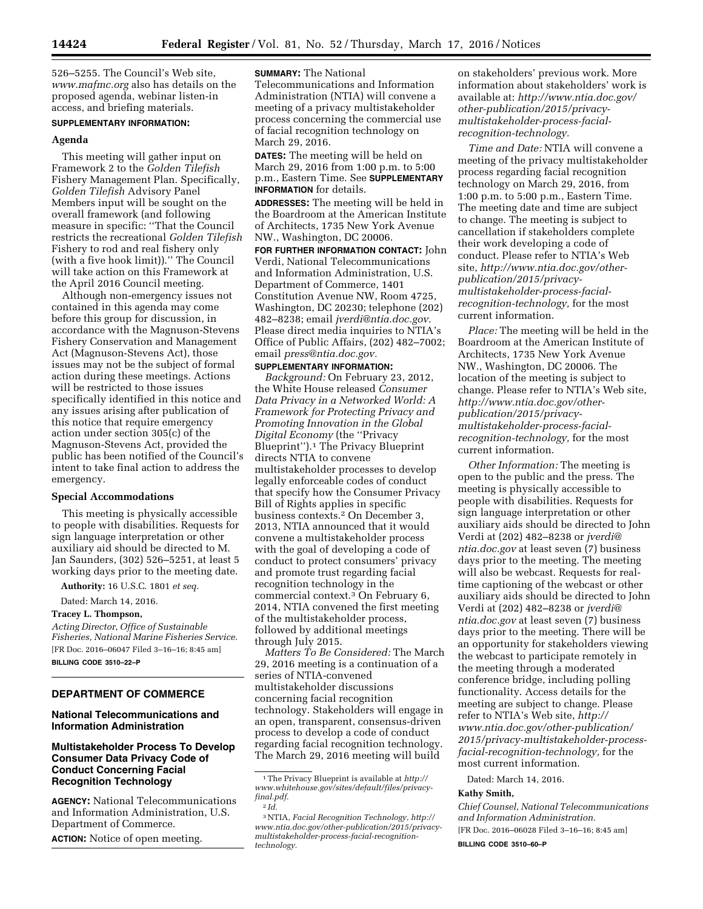526–5255. The Council's Web site, *www.mafmc.org* also has details on the proposed agenda, webinar listen-in access, and briefing materials.

**SUPPLEMENTARY INFORMATION:**

**Agenda**

This meeting will gather input on Framework 2 to the *Golden Tilefish* Fishery Management Plan. Specifically, *Golden Tilefish* Advisory Panel Members input will be sought on the overall framework (and following measure in specific: ''That the Council restricts the recreational *Golden Tilefish* Fishery to rod and real fishery only (with a five hook limit)).'' The Council will take action on this Framework at the April 2016 Council meeting.

Although non-emergency issues not contained in this agenda may come before this group for discussion, in accordance with the Magnuson-Stevens Fishery Conservation and Management Act (Magnuson-Stevens Act), those issues may not be the subject of formal action during these meetings. Actions will be restricted to those issues specifically identified in this notice and any issues arising after publication of this notice that require emergency action under section 305(c) of the Magnuson-Stevens Act, provided the public has been notified of the Council's intent to take final action to address the emergency.

**Special Accommodations**

This meeting is physically accessible to people with disabilities. Requests for sign language interpretation or other auxiliary aid should be directed to M. Jan Saunders, (302) 526–5251, at least 5 working days prior to the meeting date.

**Authority:** 16 U.S.C. 1801 *et seq.*

Dated: March 14, 2016.

**Tracey L. Thompson,**

*Acting Director, Office of Sustainable Fisheries, National Marine Fisheries Service.*

[FR Doc. 2016–06047 Filed 3–16–16; 8:45 am]

**BILLING CODE 3510–22–P**

## DEPARTMENT OF COMMERCE

### National Telecommunications and Information Administration

### Multistakeholder Process To Develop Consumer Data Privacy Code of Conduct Concerning Facial Recognition Technology

**AGENCY:** National Telecommunications and Information Administration, U.S. Department of Commerce.

**ACTION:** Notice of open meeting.

**SUMMARY:** The National Telecommunications and Information Administration (NTIA) will convene a meeting of a privacy multistakeholder process concerning the commercial use of facial recognition technology on March 29, 2016.

**DATES:** The meeting will be held on March 29, 2016 from 1:00 p.m. to 5:00 p.m., Eastern Time. See **SUPPLEMENTARY INFORMATION** for details.

**ADDRESSES:** The meeting will be held in the Boardroom at the American Institute of Architects, 1735 New York Avenue NW., Washington, DC 20006.

**FOR FURTHER INFORMATION CONTACT:** John Verdi, National Telecommunications and Information Administration, U.S. Department of Commerce, 1401 Constitution Avenue NW, Room 4725, Washington, DC 20230; telephone (202) 482–8238; email *jverdi@ntia.doc.gov.* Please direct media inquiries to NTIA's Office of Public Affairs, (202) 482–7002; email *press@ntia.doc.gov.*

**SUPPLEMENTARY INFORMATION:**

*Background:* On February 23, 2012, the White House released *Consumer Data Privacy in a Networked World: A Framework for Protecting Privacy and Promoting Innovation in the Global Digital Economy* (the ''Privacy Blueprint'').[1] The Privacy Blueprint directs NTIA to convene multistakeholder processes to develop legally enforceable codes of conduct that specify how the Consumer Privacy Bill of Rights applies in specific business contexts.[2] On December 3, 2013, NTIA announced that it would convene a multistakeholder process with the goal of developing a code of conduct to protect consumers' privacy and promote trust regarding facial recognition technology in the commercial context.[3] On February 6, 2014, NTIA convened the first meeting of the multistakeholder process, followed by additional meetings through July 2015.

*Matters To Be Considered:* The March 29, 2016 meeting is a continuation of a series of NTIA-convened multistakeholder discussions concerning facial recognition technology. Stakeholders will engage in an open, transparent, consensus-driven process to develop a code of conduct regarding facial recognition technology. The March 29, 2016 meeting will build on stakeholders' previous work. More information about stakeholders' work is available at: *http://www.ntia.doc.gov/other-publication/2015/privacy-multistakeholder-process-facial-recognition-technology.*

*Time and Date:* NTIA will convene a meeting of the privacy multistakeholder process regarding facial recognition technology on March 29, 2016, from 1:00 p.m. to 5:00 p.m., Eastern Time. The meeting date and time are subject to change. The meeting is subject to cancellation if stakeholders complete their work developing a code of conduct. Please refer to NTIA's Web site, *http://www.ntia.doc.gov/other-publication/2015/privacy-multistakeholder-process-facial-recognition-technology,* for the most current information.

*Place:* The meeting will be held in the Boardroom at the American Institute of Architects, 1735 New York Avenue NW., Washington, DC 20006. The location of the meeting is subject to change. Please refer to NTIA's Web site, *http://www.ntia.doc.gov/other-publication/2015/privacy-multistakeholder-process-facial-recognition-technology,* for the most current information.

*Other Information:* The meeting is open to the public and the press. The meeting is physically accessible to people with disabilities. Requests for sign language interpretation or other auxiliary aids should be directed to John Verdi at (202) 482–8238 or *jverdi@ntia.doc.gov* at least seven (7) business days prior to the meeting. The meeting will also be webcast. Requests for real-time captioning of the webcast or other auxiliary aids should be directed to John Verdi at (202) 482–8238 or *jverdi@ntia.doc.gov* at least seven (7) business days prior to the meeting. There will be an opportunity for stakeholders viewing the webcast to participate remotely in the meeting through a moderated conference bridge, including polling functionality. Access details for the meeting are subject to change. Please refer to NTIA's Web site, *http://www.ntia.doc.gov/other-publication/2015/privacy-multistakeholder-process-facial-recognition-technology,* for the most current information.

Dated: March 14, 2016.

**Kathy Smith,**

*Chief Counsel, National Telecommunications and Information Administration.*

[FR Doc. 2016–06028 Filed 3–16–16; 8:45 am]

**BILLING CODE 3510–60–P**

---

[1] The Privacy Blueprint is available at *http://www.whitehouse.gov/sites/default/files/privacy-final.pdf.*

[2] *Id.*

[3] NTIA, *Facial Recognition Technology, http://www.ntia.doc.gov/other-publication/2015/privacy-multistakeholder-process-facial-recognition-technology.*